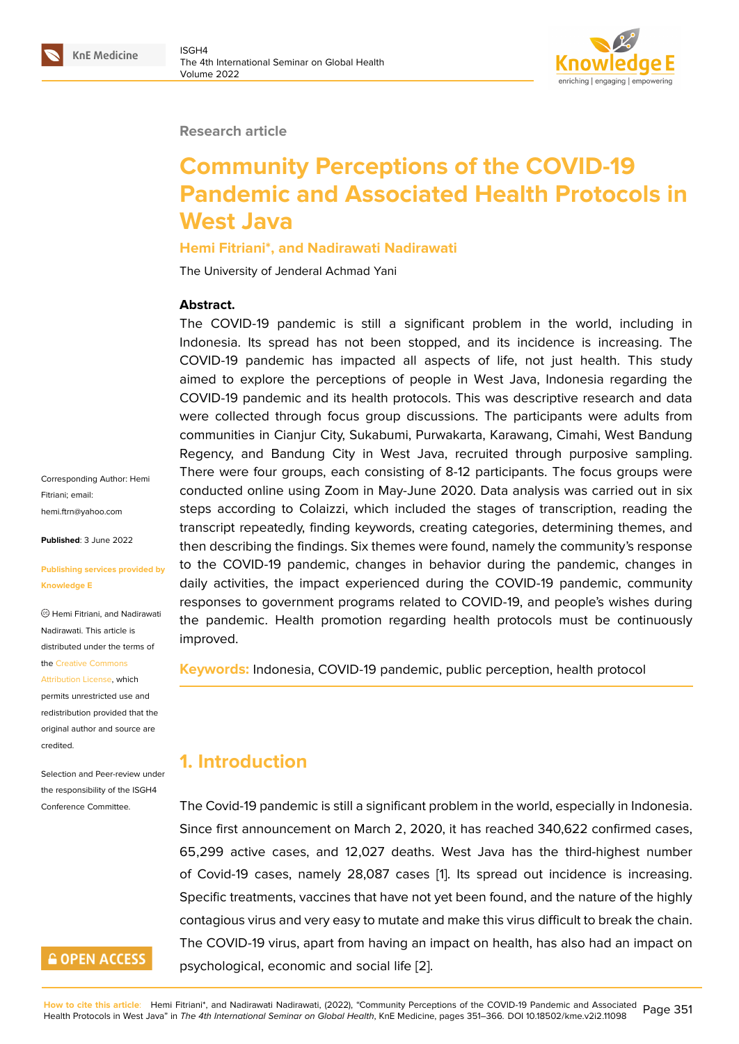Research article

# Community Perceptions of the COVID-19 Pandemic and Associated Health Protocols in West Java

**Hemi Fitriani*, and Nadirawati Nadirawati**

The University of Jenderal Achmad Yani

**Abstract.**

The COVID-19 pandemic is still a significant problem in the world, including in Indonesia. Its spread has not been stopped, and its incidence is increasing. The COVID-19 pandemic has impacted all aspects of life, not just health. This study aimed to explore the perceptions of people in West Java, Indonesia regarding the COVID-19 pandemic and its health protocols. This was descriptive research and data were collected through focus group discussions. The participants were adults from communities in Cianjur City, Sukabumi, Purwakarta, Karawang, Cimahi, West Bandung Regency, and Bandung City in West Java, recruited through purposive sampling. There were four groups, each consisting of 8-12 participants. The focus groups were conducted online using Zoom in May-June 2020. Data analysis was carried out in six steps according to Colaizzi, which included the stages of transcription, reading the transcript repeatedly, finding keywords, creating categories, determining themes, and then describing the findings. Six themes were found, namely the community's response to the COVID-19 pandemic, changes in behavior during the pandemic, changes in daily activities, the impact experienced during the COVID-19 pandemic, community responses to government programs related to COVID-19, and people's wishes during the pandemic. Health promotion regarding health protocols must be continuously improved.

**Keywords:** Indonesia, COVID-19 pandemic, public perception, health protocol

Corresponding Author: Hemi Fitriani; email: hemi.ftrn@yahoo.com

**Published**: 3 June 2022

**Publishing services provided by Knowledge E**

© Hemi Fitriani, and Nadirawati Nadirawati. This article is distributed under the terms of the Creative Commons Attribution License, which permits unrestricted use and redistribution provided that the original author and source are credited.

Selection and Peer-review under the responsibility of the ISGH4 Conference Committee.

## 1. Introduction

The Covid-19 pandemic is still a significant problem in the world, especially in Indonesia. Since first announcement on March 2, 2020, it has reached 340,622 confirmed cases, 65,299 active cases, and 12,027 deaths. West Java has the third-highest number of Covid-19 cases, namely 28,087 cases [1]. Its spread out incidence is increasing. Specific treatments, vaccines that have not yet been found, and the nature of the highly contagious virus and very easy to mutate and make this virus difficult to break the chain. The COVID-19 virus, apart from having an impact on health, has also had an impact on psychological, economic and social life [2].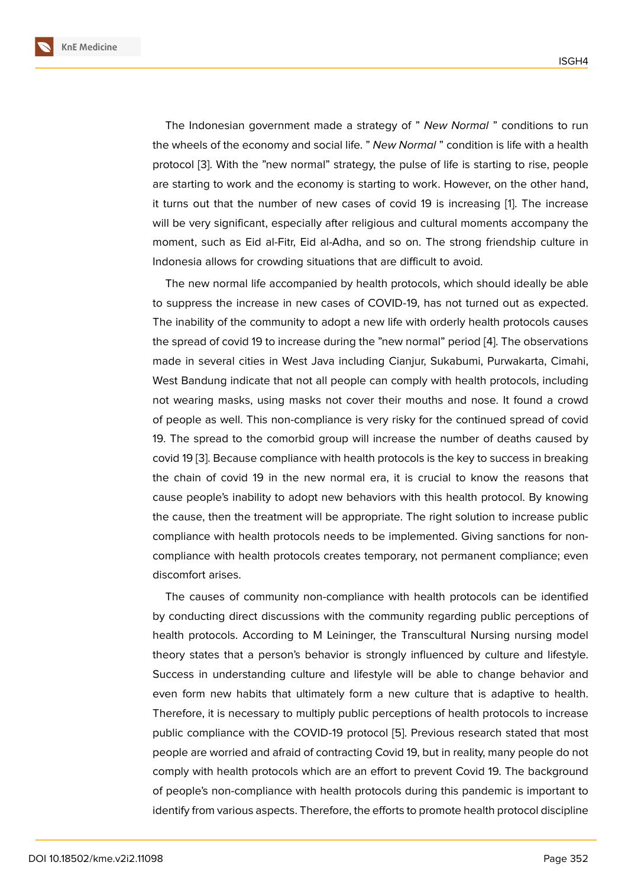The Indonesian government made a strategy of " *New Normal* " conditions to run the wheels of the economy and social life. " *New Normal* " condition is life with a health protocol [3]. With the "new normal" strategy, the pulse of life is starting to rise, people are starting to work and the economy is starting to work. However, on the other hand, it turns out that the number of new cases of covid 19 is increasing [1]. The increase will be very significant, especially after religious and cultural moments accompany the moment, such as Eid al-Fitr, Eid al-Adha, and so on. The strong friendship culture in Indonesia allows for crowding situations that are difficult to avoid.

The new normal life accompanied by health protocols, which should ideally be able to suppress the increase in new cases of COVID-19, has not turned out as expected. The inability of the community to adopt a new life with orderly health protocols causes the spread of covid 19 to increase during the "new normal" period [4]. The observations made in several cities in West Java including Cianjur, Sukabumi, Purwakarta, Cimahi, West Bandung indicate that not all people can comply with health protocols, including not wearing masks, using masks not cover their mouths and nose. It found a crowd of people as well. This non-compliance is very risky for the continued spread of covid 19. The spread to the comorbid group will increase the number of deaths caused by covid 19 [3]. Because compliance with health protocols is the key to success in breaking the chain of covid 19 in the new normal era, it is crucial to know the reasons that cause people's inability to adopt new behaviors with this health protocol. By knowing the cause, then the treatment will be appropriate. The right solution to increase public compliance with health protocols needs to be implemented. Giving sanctions for non-compliance with health protocols creates temporary, not permanent compliance; even discomfort arises.

The causes of community non-compliance with health protocols can be identified by conducting direct discussions with the community regarding public perceptions of health protocols. According to M Leininger, the Transcultural Nursing nursing model theory states that a person's behavior is strongly influenced by culture and lifestyle. Success in understanding culture and lifestyle will be able to change behavior and even form new habits that ultimately form a new culture that is adaptive to health. Therefore, it is necessary to multiply public perceptions of health protocols to increase public compliance with the COVID-19 protocol [5]. Previous research stated that most people are worried and afraid of contracting Covid 19, but in reality, many people do not comply with health protocols which are an effort to prevent Covid 19. The background of people's non-compliance with health protocols during this pandemic is important to identify from various aspects. Therefore, the efforts to promote health protocol discipline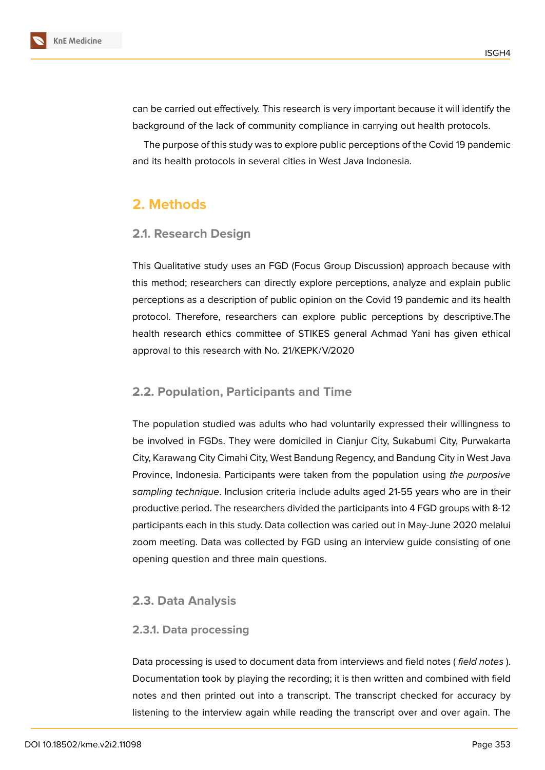can be carried out effectively. This research is very important because it will identify the background of the lack of community compliance in carrying out health protocols.

The purpose of this study was to explore public perceptions of the Covid 19 pandemic and its health protocols in several cities in West Java Indonesia.

## 2. Methods

### 2.1. Research Design

This Qualitative study uses an FGD (Focus Group Discussion) approach because with this method; researchers can directly explore perceptions, analyze and explain public perceptions as a description of public opinion on the Covid 19 pandemic and its health protocol. Therefore, researchers can explore public perceptions by descriptive.The health research ethics committee of STIKES general Achmad Yani has given ethical approval to this research with No. 21/KEPK/V/2020

### 2.2. Population, Participants and Time

The population studied was adults who had voluntarily expressed their willingness to be involved in FGDs. They were domiciled in Cianjur City, Sukabumi City, Purwakarta City, Karawang City Cimahi City, West Bandung Regency, and Bandung City in West Java Province, Indonesia. Participants were taken from the population using *the purposive sampling technique*. Inclusion criteria include adults aged 21-55 years who are in their productive period. The researchers divided the participants into 4 FGD groups with 8-12 participants each in this study. Data collection was caried out in May-June 2020 melalui zoom meeting. Data was collected by FGD using an interview guide consisting of one opening question and three main questions.

### 2.3. Data Analysis

#### 2.3.1. Data processing

Data processing is used to document data from interviews and field notes ( *field notes* ). Documentation took by playing the recording; it is then written and combined with field notes and then printed out into a transcript. The transcript checked for accuracy by listening to the interview again while reading the transcript over and over again. The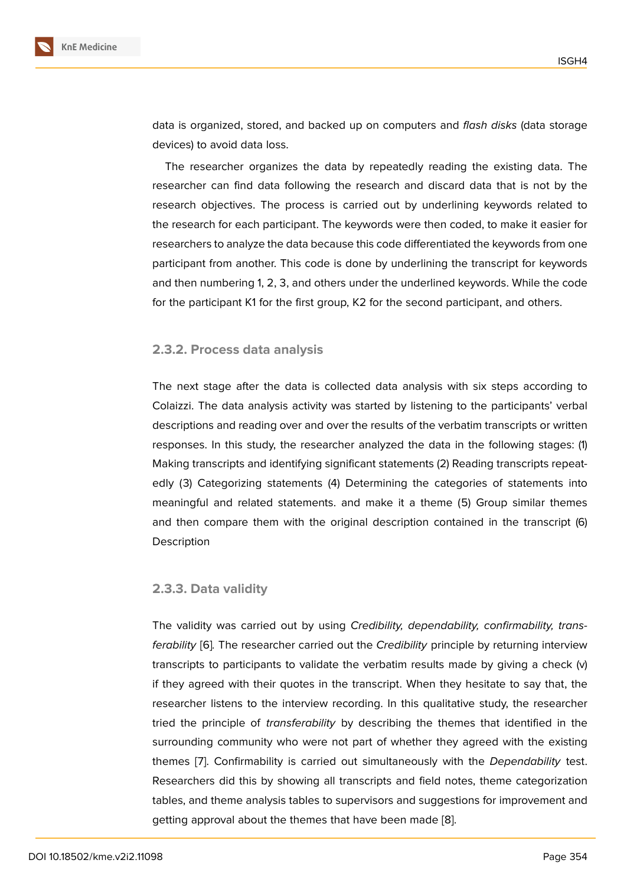data is organized, stored, and backed up on computers and *flash disks* (data storage devices) to avoid data loss.

The researcher organizes the data by repeatedly reading the existing data. The researcher can find data following the research and discard data that is not by the research objectives. The process is carried out by underlining keywords related to the research for each participant. The keywords were then coded, to make it easier for researchers to analyze the data because this code differentiated the keywords from one participant from another. This code is done by underlining the transcript for keywords and then numbering 1, 2, 3, and others under the underlined keywords. While the code for the participant K1 for the first group, K2 for the second participant, and others.

### 2.3.2. Process data analysis

The next stage after the data is collected data analysis with six steps according to Colaizzi. The data analysis activity was started by listening to the participants' verbal descriptions and reading over and over the results of the verbatim transcripts or written responses. In this study, the researcher analyzed the data in the following stages: (1) Making transcripts and identifying significant statements (2) Reading transcripts repeatedly (3) Categorizing statements (4) Determining the categories of statements into meaningful and related statements. and make it a theme (5) Group similar themes and then compare them with the original description contained in the transcript (6) Description

### 2.3.3. Data validity

The validity was carried out by using *Credibility, dependability, confirmability, transferability* [6]. The researcher carried out the *Credibility* principle by returning interview transcripts to participants to validate the verbatim results made by giving a check (v) if they agreed with their quotes in the transcript. When they hesitate to say that, the researcher listens to the interview recording. In this qualitative study, the researcher tried the principle of *transferability* by describing the themes that identified in the surrounding community who were not part of whether they agreed with the existing themes [7]. Confirmability is carried out simultaneously with the *Dependability* test. Researchers did this by showing all transcripts and field notes, theme categorization tables, and theme analysis tables to supervisors and suggestions for improvement and getting approval about the themes that have been made [8].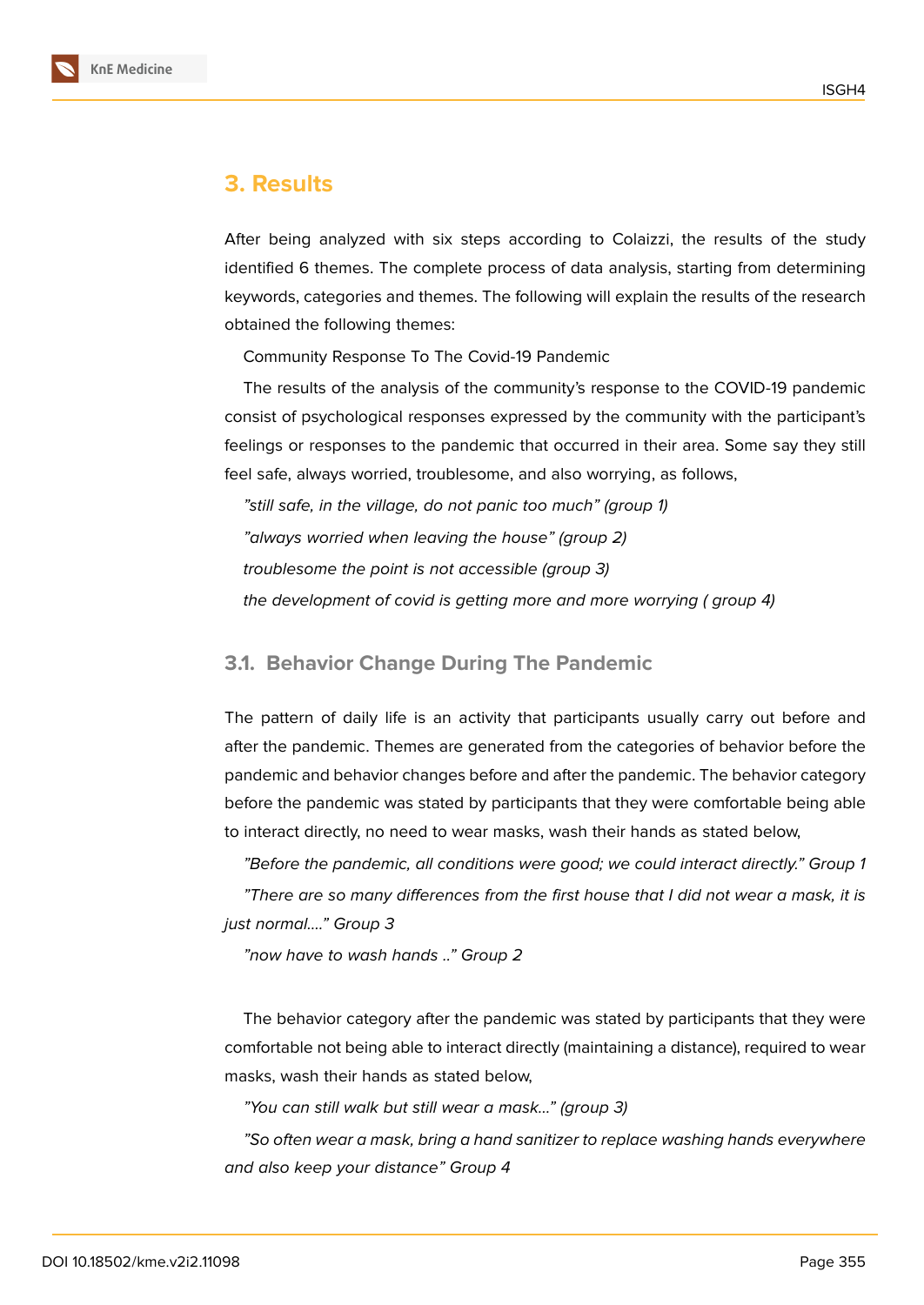## 3. Results

After being analyzed with six steps according to Colaizzi, the results of the study identified 6 themes. The complete process of data analysis, starting from determining keywords, categories and themes. The following will explain the results of the research obtained the following themes:

Community Response To The Covid-19 Pandemic

The results of the analysis of the community's response to the COVID-19 pandemic consist of psychological responses expressed by the community with the participant's feelings or responses to the pandemic that occurred in their area. Some say they still feel safe, always worried, troublesome, and also worrying, as follows,

*"still safe, in the village, do not panic too much" (group 1)*

*"always worried when leaving the house" (group 2)*

*troublesome the point is not accessible (group 3)*

*the development of covid is getting more and more worrying ( group 4)*

### 3.1. Behavior Change During The Pandemic

The pattern of daily life is an activity that participants usually carry out before and after the pandemic. Themes are generated from the categories of behavior before the pandemic and behavior changes before and after the pandemic. The behavior category before the pandemic was stated by participants that they were comfortable being able to interact directly, no need to wear masks, wash their hands as stated below,

*"Before the pandemic, all conditions were good; we could interact directly." Group 1*

*"There are so many differences from the first house that I did not wear a mask, it is just normal...." Group 3*

*"now have to wash hands .." Group 2*

The behavior category after the pandemic was stated by participants that they were comfortable not being able to interact directly (maintaining a distance), required to wear masks, wash their hands as stated below,

*"You can still walk but still wear a mask..." (group 3)*

*"So often wear a mask, bring a hand sanitizer to replace washing hands everywhere and also keep your distance" Group 4*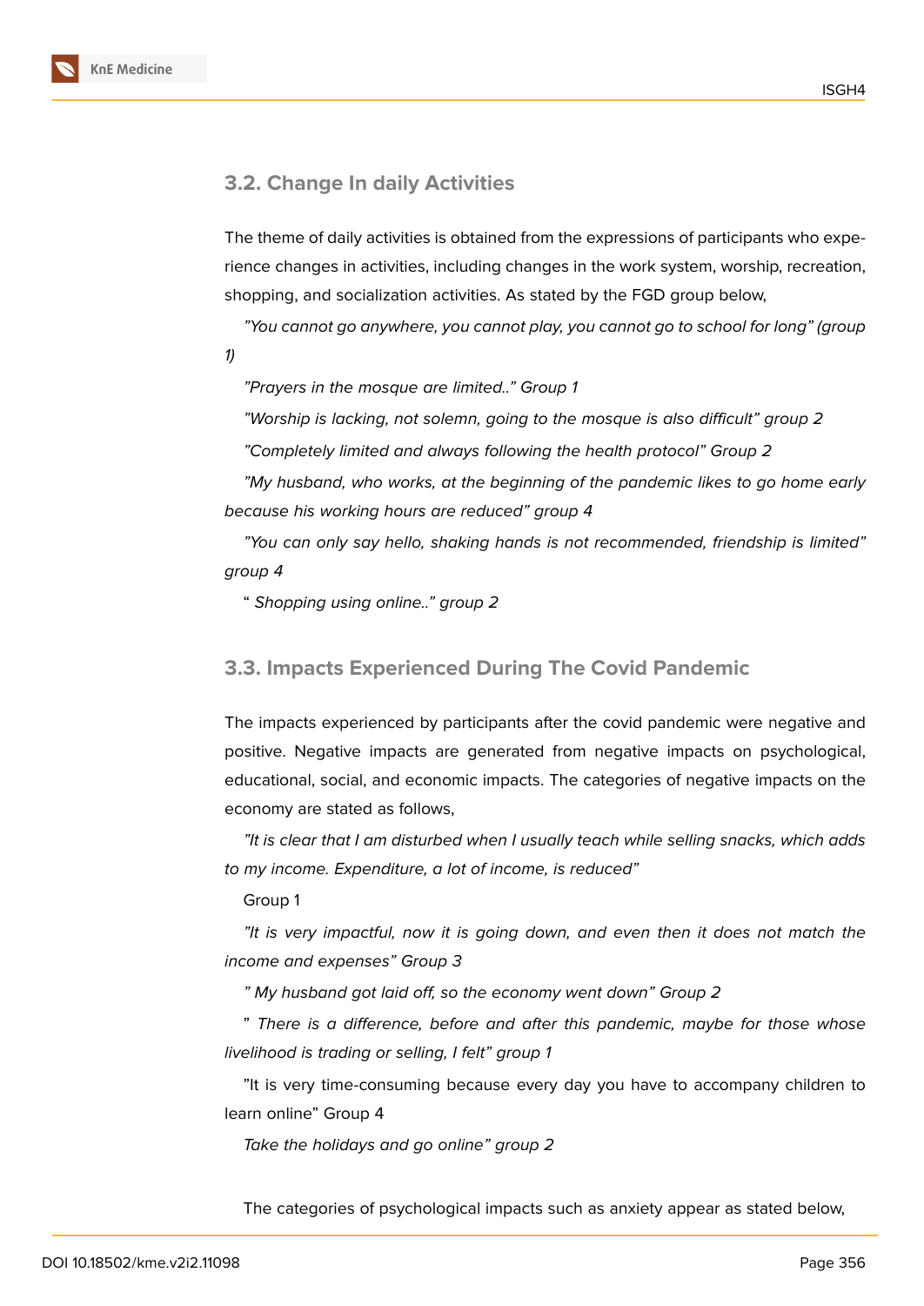## 3.2. Change In daily Activities

The theme of daily activities is obtained from the expressions of participants who experience changes in activities, including changes in the work system, worship, recreation, shopping, and socialization activities. As stated by the FGD group below,

*"You cannot go anywhere, you cannot play, you cannot go to school for long" (group 1)*

*"Prayers in the mosque are limited.." Group 1*

*"Worship is lacking, not solemn, going to the mosque is also difficult" group 2*

*"Completely limited and always following the health protocol" Group 2*

*"My husband, who works, at the beginning of the pandemic likes to go home early because his working hours are reduced" group 4*

*"You can only say hello, shaking hands is not recommended, friendship is limited" group 4*

" *Shopping using online.." group 2*

## 3.3. Impacts Experienced During The Covid Pandemic

The impacts experienced by participants after the covid pandemic were negative and positive. Negative impacts are generated from negative impacts on psychological, educational, social, and economic impacts. The categories of negative impacts on the economy are stated as follows,

*"It is clear that I am disturbed when I usually teach while selling snacks, which adds to my income. Expenditure, a lot of income, is reduced"*

Group 1

*"It is very impactful, now it is going down, and even then it does not match the income and expenses" Group 3*

*" My husband got laid off, so the economy went down" Group 2*

" *There is a difference, before and after this pandemic, maybe for those whose livelihood is trading or selling, I felt" group 1*

"It is very time-consuming because every day you have to accompany children to learn online" Group 4

*Take the holidays and go online" group 2*

The categories of psychological impacts such as anxiety appear as stated below,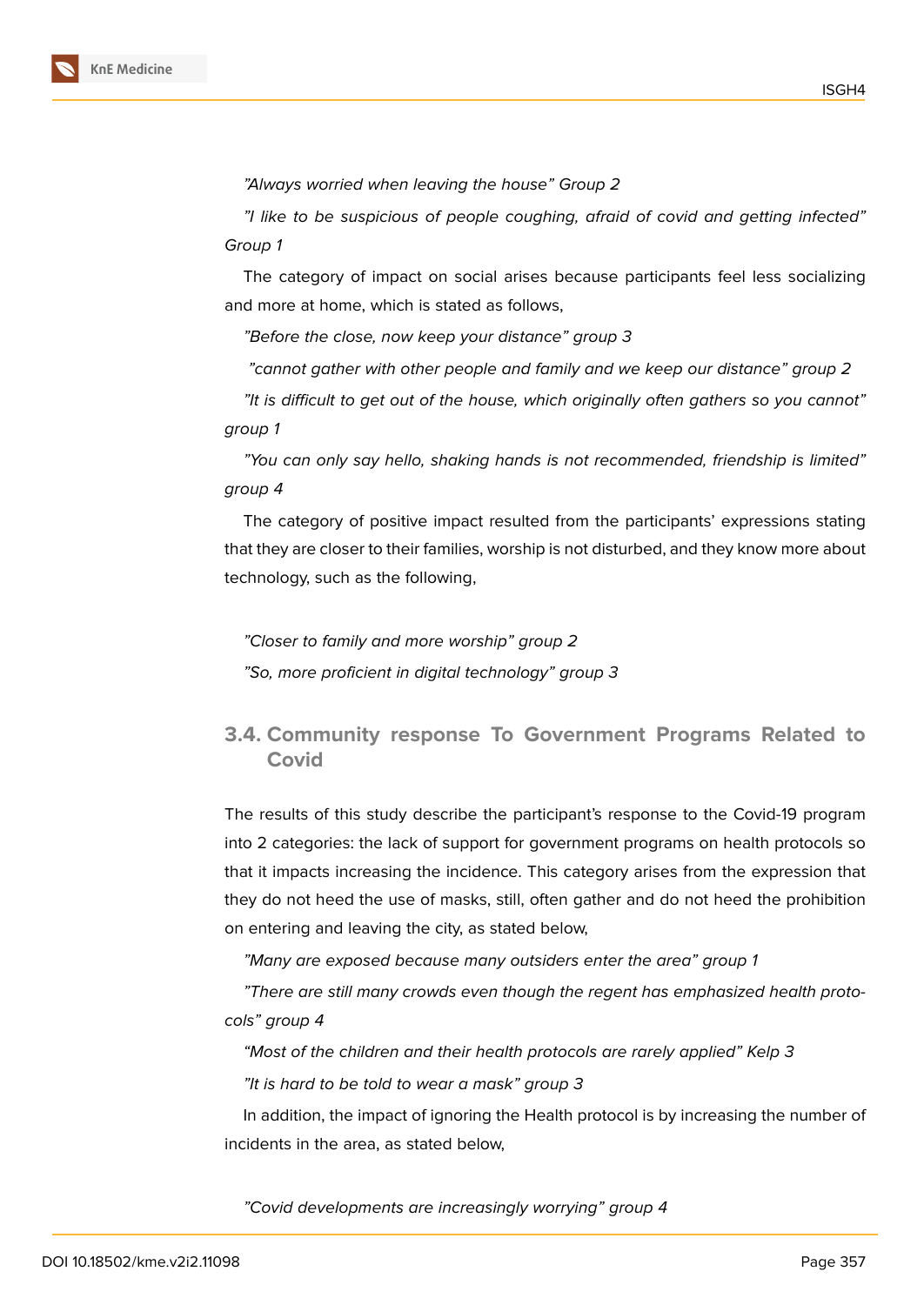*"Always worried when leaving the house" Group 2*

*"I like to be suspicious of people coughing, afraid of covid and getting infected" Group 1*

The category of impact on social arises because participants feel less socializing and more at home, which is stated as follows,

*"Before the close, now keep your distance" group 3*

*"cannot gather with other people and family and we keep our distance" group 2*

*"It is difficult to get out of the house, which originally often gathers so you cannot" group 1*

*"You can only say hello, shaking hands is not recommended, friendship is limited" group 4*

The category of positive impact resulted from the participants' expressions stating that they are closer to their families, worship is not disturbed, and they know more about technology, such as the following,

*"Closer to family and more worship" group 2*

*"So, more proficient in digital technology" group 3*

### 3.4. Community response To Government Programs Related to Covid

The results of this study describe the participant's response to the Covid-19 program into 2 categories: the lack of support for government programs on health protocols so that it impacts increasing the incidence. This category arises from the expression that they do not heed the use of masks, still, often gather and do not heed the prohibition on entering and leaving the city, as stated below,

*"Many are exposed because many outsiders enter the area" group 1*

*"There are still many crowds even though the regent has emphasized health protocols" group 4*

*"Most of the children and their health protocols are rarely applied" Kelp 3*

*"It is hard to be told to wear a mask" group 3*

In addition, the impact of ignoring the Health protocol is by increasing the number of incidents in the area, as stated below,

*"Covid developments are increasingly worrying" group 4*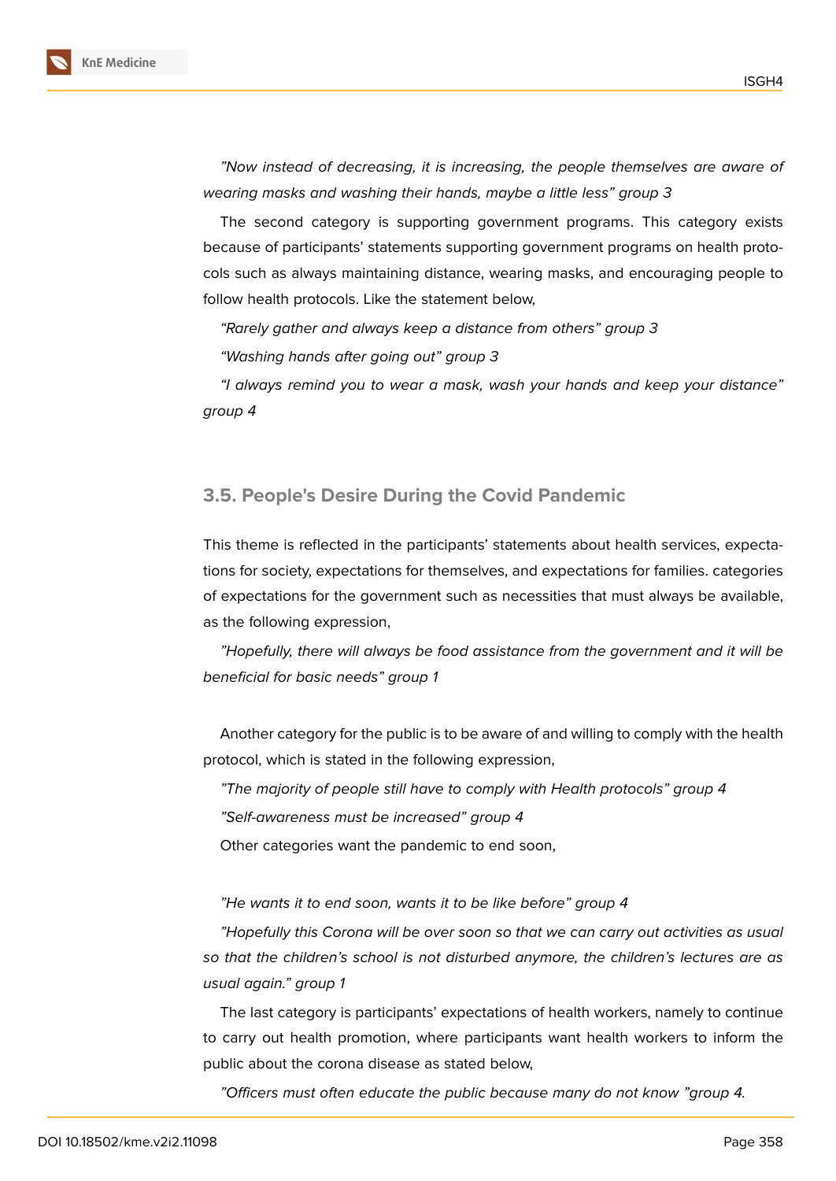*"Now instead of decreasing, it is increasing, the people themselves are aware of wearing masks and washing their hands, maybe a little less" group 3*

The second category is supporting government programs. This category exists because of participants' statements supporting government programs on health protocols such as always maintaining distance, wearing masks, and encouraging people to follow health protocols. Like the statement below,

*"Rarely gather and always keep a distance from others" group 3*

*"Washing hands after going out" group 3*

*"I always remind you to wear a mask, wash your hands and keep your distance" group 4*

### 3.5. People's Desire During the Covid Pandemic

This theme is reflected in the participants' statements about health services, expectations for society, expectations for themselves, and expectations for families. categories of expectations for the government such as necessities that must always be available, as the following expression,

*"Hopefully, there will always be food assistance from the government and it will be beneficial for basic needs" group 1*

Another category for the public is to be aware of and willing to comply with the health protocol, which is stated in the following expression,

*"The majority of people still have to comply with Health protocols" group 4*

*"Self-awareness must be increased" group 4*

Other categories want the pandemic to end soon,

*"He wants it to end soon, wants it to be like before" group 4*

*"Hopefully this Corona will be over soon so that we can carry out activities as usual so that the children's school is not disturbed anymore, the children's lectures are as usual again." group 1*

The last category is participants' expectations of health workers, namely to continue to carry out health promotion, where participants want health workers to inform the public about the corona disease as stated below,

*"Officers must often educate the public because many do not know "group 4.*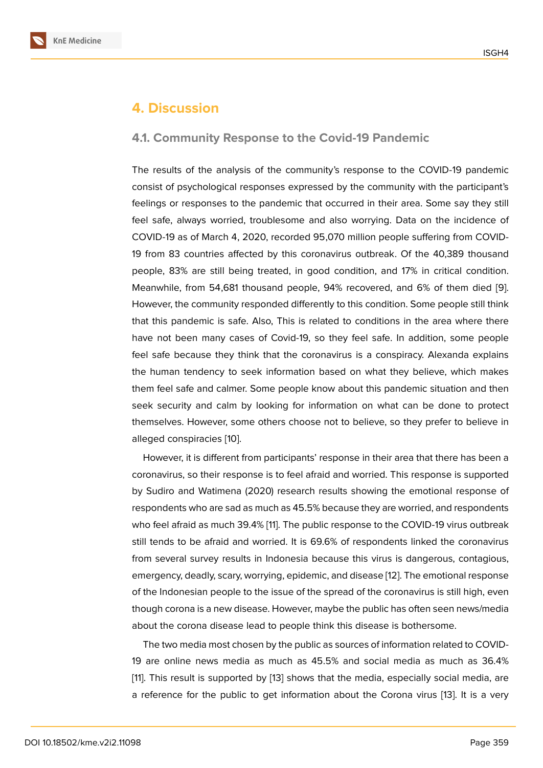# 4. Discussion

## 4.1. Community Response to the Covid-19 Pandemic

The results of the analysis of the community's response to the COVID-19 pandemic consist of psychological responses expressed by the community with the participant's feelings or responses to the pandemic that occurred in their area. Some say they still feel safe, always worried, troublesome and also worrying. Data on the incidence of COVID-19 as of March 4, 2020, recorded 95,070 million people suffering from COVID-19 from 83 countries affected by this coronavirus outbreak. Of the 40,389 thousand people, 83% are still being treated, in good condition, and 17% in critical condition. Meanwhile, from 54,681 thousand people, 94% recovered, and 6% of them died [9]. However, the community responded differently to this condition. Some people still think that this pandemic is safe. Also, This is related to conditions in the area where there have not been many cases of Covid-19, so they feel safe. In addition, some people feel safe because they think that the coronavirus is a conspiracy. Alexanda explains the human tendency to seek information based on what they believe, which makes them feel safe and calmer. Some people know about this pandemic situation and then seek security and calm by looking for information on what can be done to protect themselves. However, some others choose not to believe, so they prefer to believe in alleged conspiracies [10].

However, it is different from participants' response in their area that there has been a coronavirus, so their response is to feel afraid and worried. This response is supported by Sudiro and Watimena (2020) research results showing the emotional response of respondents who are sad as much as 45.5% because they are worried, and respondents who feel afraid as much 39.4% [11]. The public response to the COVID-19 virus outbreak still tends to be afraid and worried. It is 69.6% of respondents linked the coronavirus from several survey results in Indonesia because this virus is dangerous, contagious, emergency, deadly, scary, worrying, epidemic, and disease [12]. The emotional response of the Indonesian people to the issue of the spread of the coronavirus is still high, even though corona is a new disease. However, maybe the public has often seen news/media about the corona disease lead to people think this disease is bothersome.

The two media most chosen by the public as sources of information related to COVID-19 are online news media as much as 45.5% and social media as much as 36.4% [11]. This result is supported by [13] shows that the media, especially social media, are a reference for the public to get information about the Corona virus [13]. It is a very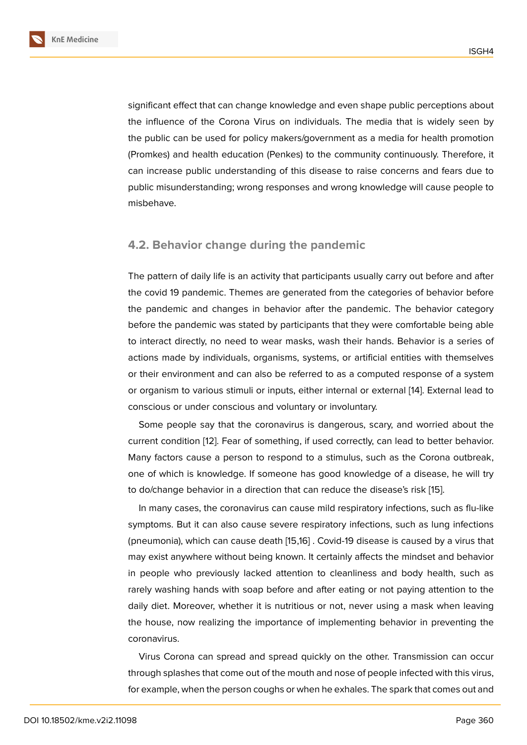significant effect that can change knowledge and even shape public perceptions about the influence of the Corona Virus on individuals. The media that is widely seen by the public can be used for policy makers/government as a media for health promotion (Promkes) and health education (Penkes) to the community continuously. Therefore, it can increase public understanding of this disease to raise concerns and fears due to public misunderstanding; wrong responses and wrong knowledge will cause people to misbehave.

## 4.2. Behavior change during the pandemic

The pattern of daily life is an activity that participants usually carry out before and after the covid 19 pandemic. Themes are generated from the categories of behavior before the pandemic and changes in behavior after the pandemic. The behavior category before the pandemic was stated by participants that they were comfortable being able to interact directly, no need to wear masks, wash their hands. Behavior is a series of actions made by individuals, organisms, systems, or artificial entities with themselves or their environment and can also be referred to as a computed response of a system or organism to various stimuli or inputs, either internal or external [14]. External lead to conscious or under conscious and voluntary or involuntary.

Some people say that the coronavirus is dangerous, scary, and worried about the current condition [12]. Fear of something, if used correctly, can lead to better behavior. Many factors cause a person to respond to a stimulus, such as the Corona outbreak, one of which is knowledge. If someone has good knowledge of a disease, he will try to do/change behavior in a direction that can reduce the disease's risk [15].

In many cases, the coronavirus can cause mild respiratory infections, such as flu-like symptoms. But it can also cause severe respiratory infections, such as lung infections (pneumonia), which can cause death [15,16] . Covid-19 disease is caused by a virus that may exist anywhere without being known. It certainly affects the mindset and behavior in people who previously lacked attention to cleanliness and body health, such as rarely washing hands with soap before and after eating or not paying attention to the daily diet. Moreover, whether it is nutritious or not, never using a mask when leaving the house, now realizing the importance of implementing behavior in preventing the coronavirus.

Virus Corona can spread and spread quickly on the other. Transmission can occur through splashes that come out of the mouth and nose of people infected with this virus, for example, when the person coughs or when he exhales. The spark that comes out and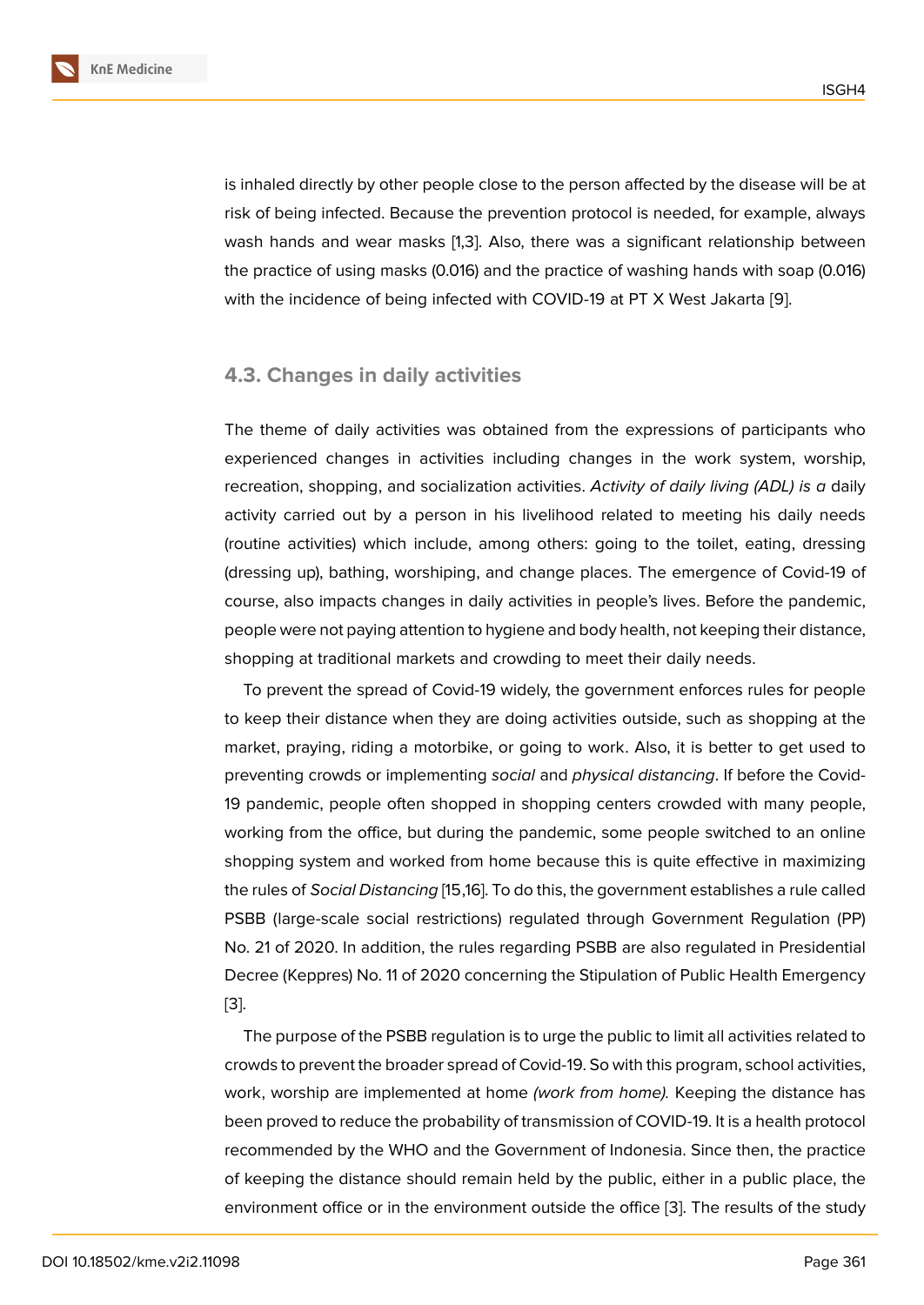is inhaled directly by other people close to the person affected by the disease will be at risk of being infected. Because the prevention protocol is needed, for example, always wash hands and wear masks [1,3]. Also, there was a significant relationship between the practice of using masks (0.016) and the practice of washing hands with soap (0.016) with the incidence of being infected with COVID-19 at PT X West Jakarta [9].

### 4.3. Changes in daily activities

The theme of daily activities was obtained from the expressions of participants who experienced changes in activities including changes in the work system, worship, recreation, shopping, and socialization activities. *Activity of daily living (ADL) is a* daily activity carried out by a person in his livelihood related to meeting his daily needs (routine activities) which include, among others: going to the toilet, eating, dressing (dressing up), bathing, worshiping, and change places. The emergence of Covid-19 of course, also impacts changes in daily activities in people's lives. Before the pandemic, people were not paying attention to hygiene and body health, not keeping their distance, shopping at traditional markets and crowding to meet their daily needs.

To prevent the spread of Covid-19 widely, the government enforces rules for people to keep their distance when they are doing activities outside, such as shopping at the market, praying, riding a motorbike, or going to work. Also, it is better to get used to preventing crowds or implementing *social* and *physical distancing*. If before the Covid-19 pandemic, people often shopped in shopping centers crowded with many people, working from the office, but during the pandemic, some people switched to an online shopping system and worked from home because this is quite effective in maximizing the rules of *Social Distancing* [15,16]. To do this, the government establishes a rule called PSBB (large-scale social restrictions) regulated through Government Regulation (PP) No. 21 of 2020. In addition, the rules regarding PSBB are also regulated in Presidential Decree (Keppres) No. 11 of 2020 concerning the Stipulation of Public Health Emergency [3].

The purpose of the PSBB regulation is to urge the public to limit all activities related to crowds to prevent the broader spread of Covid-19. So with this program, school activities, work, worship are implemented at home *(work from home).* Keeping the distance has been proved to reduce the probability of transmission of COVID-19. It is a health protocol recommended by the WHO and the Government of Indonesia. Since then, the practice of keeping the distance should remain held by the public, either in a public place, the environment office or in the environment outside the office [3]. The results of the study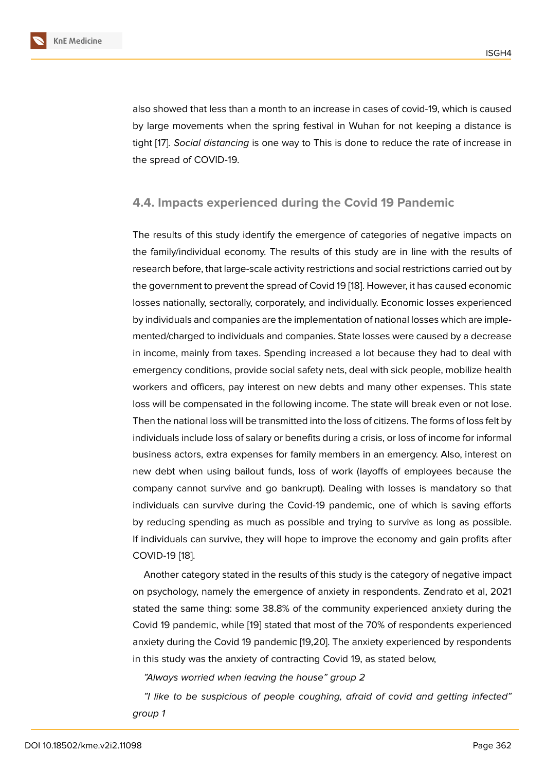also showed that less than a month to an increase in cases of covid-19, which is caused by large movements when the spring festival in Wuhan for not keeping a distance is tight [17]. *Social distancing* is one way to This is done to reduce the rate of increase in the spread of COVID-19.

### 4.4. Impacts experienced during the Covid 19 Pandemic

The results of this study identify the emergence of categories of negative impacts on the family/individual economy. The results of this study are in line with the results of research before, that large-scale activity restrictions and social restrictions carried out by the government to prevent the spread of Covid 19 [18]. However, it has caused economic losses nationally, sectorally, corporately, and individually. Economic losses experienced by individuals and companies are the implementation of national losses which are implemented/charged to individuals and companies. State losses were caused by a decrease in income, mainly from taxes. Spending increased a lot because they had to deal with emergency conditions, provide social safety nets, deal with sick people, mobilize health workers and officers, pay interest on new debts and many other expenses. This state loss will be compensated in the following income. The state will break even or not lose. Then the national loss will be transmitted into the loss of citizens. The forms of loss felt by individuals include loss of salary or benefits during a crisis, or loss of income for informal business actors, extra expenses for family members in an emergency. Also, interest on new debt when using bailout funds, loss of work (layoffs of employees because the company cannot survive and go bankrupt). Dealing with losses is mandatory so that individuals can survive during the Covid-19 pandemic, one of which is saving efforts by reducing spending as much as possible and trying to survive as long as possible. If individuals can survive, they will hope to improve the economy and gain profits after COVID-19 [18].

Another category stated in the results of this study is the category of negative impact on psychology, namely the emergence of anxiety in respondents. Zendrato et al, 2021 stated the same thing: some 38.8% of the community experienced anxiety during the Covid 19 pandemic, while [19] stated that most of the 70% of respondents experienced anxiety during the Covid 19 pandemic [19,20]. The anxiety experienced by respondents in this study was the anxiety of contracting Covid 19, as stated below,

*"Always worried when leaving the house" group 2*

*"I like to be suspicious of people coughing, afraid of covid and getting infected" group 1*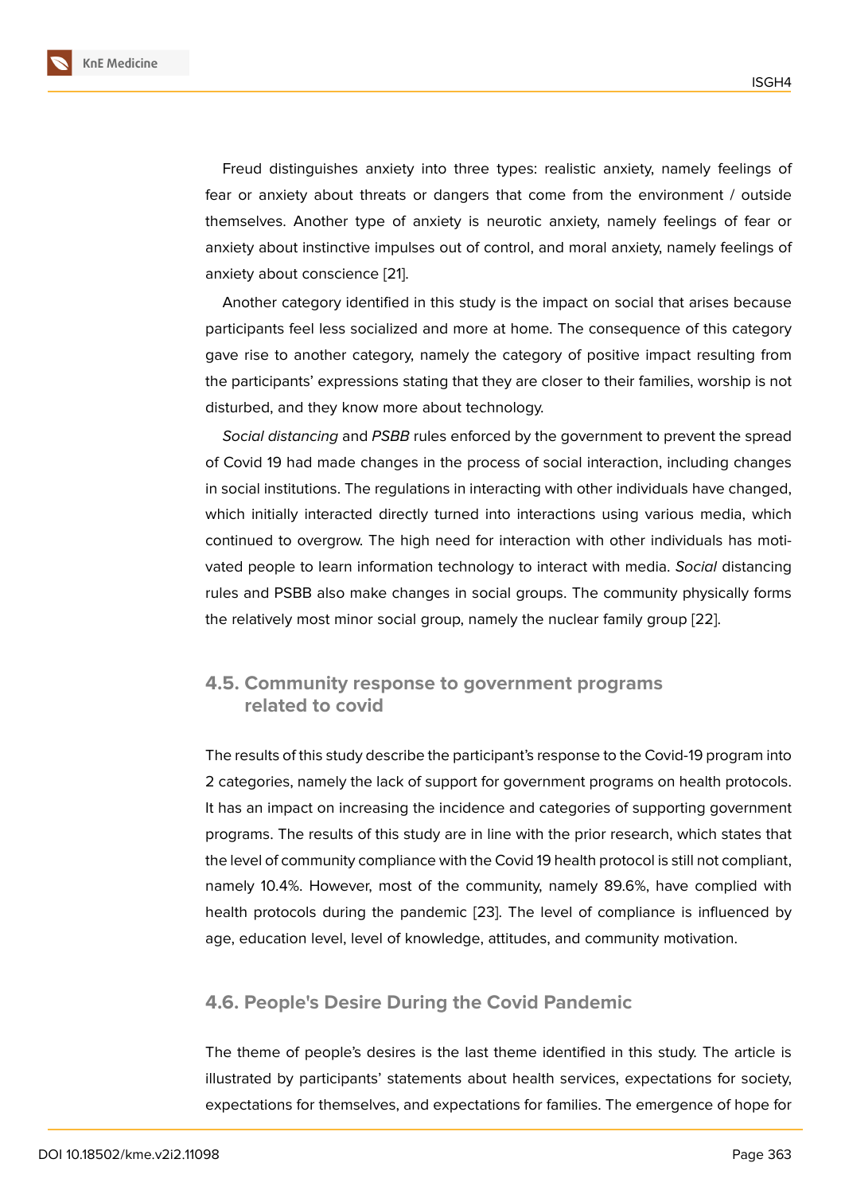Freud distinguishes anxiety into three types: realistic anxiety, namely feelings of fear or anxiety about threats or dangers that come from the environment / outside themselves. Another type of anxiety is neurotic anxiety, namely feelings of fear or anxiety about instinctive impulses out of control, and moral anxiety, namely feelings of anxiety about conscience [21].

Another category identified in this study is the impact on social that arises because participants feel less socialized and more at home. The consequence of this category gave rise to another category, namely the category of positive impact resulting from the participants' expressions stating that they are closer to their families, worship is not disturbed, and they know more about technology.

*Social distancing* and *PSBB* rules enforced by the government to prevent the spread of Covid 19 had made changes in the process of social interaction, including changes in social institutions. The regulations in interacting with other individuals have changed, which initially interacted directly turned into interactions using various media, which continued to overgrow. The high need for interaction with other individuals has motivated people to learn information technology to interact with media. *Social* distancing rules and PSBB also make changes in social groups. The community physically forms the relatively most minor social group, namely the nuclear family group [22].

## 4.5. Community response to government programs related to covid

The results of this study describe the participant's response to the Covid-19 program into 2 categories, namely the lack of support for government programs on health protocols. It has an impact on increasing the incidence and categories of supporting government programs. The results of this study are in line with the prior research, which states that the level of community compliance with the Covid 19 health protocol is still not compliant, namely 10.4%. However, most of the community, namely 89.6%, have complied with health protocols during the pandemic [23]. The level of compliance is influenced by age, education level, level of knowledge, attitudes, and community motivation.

## 4.6. People's Desire During the Covid Pandemic

The theme of people's desires is the last theme identified in this study. The article is illustrated by participants' statements about health services, expectations for society, expectations for themselves, and expectations for families. The emergence of hope for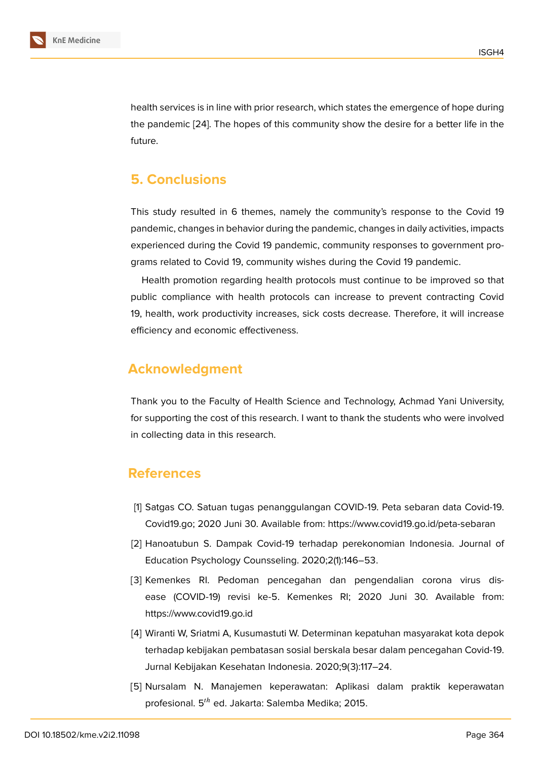health services is in line with prior research, which states the emergence of hope during the pandemic [24]. The hopes of this community show the desire for a better life in the future.

## 5. Conclusions

This study resulted in 6 themes, namely the community's response to the Covid 19 pandemic, changes in behavior during the pandemic, changes in daily activities, impacts experienced during the Covid 19 pandemic, community responses to government programs related to Covid 19, community wishes during the Covid 19 pandemic.

Health promotion regarding health protocols must continue to be improved so that public compliance with health protocols can increase to prevent contracting Covid 19, health, work productivity increases, sick costs decrease. Therefore, it will increase efficiency and economic effectiveness.

## Acknowledgment

Thank you to the Faculty of Health Science and Technology, Achmad Yani University, for supporting the cost of this research. I want to thank the students who were involved in collecting data in this research.

## References

[1] Satgas CO. Satuan tugas penanggulangan COVID-19. Peta sebaran data Covid-19. Covid19.go; 2020 Juni 30. Available from: https://www.covid19.go.id/peta-sebaran

[2] Hanoatubun S. Dampak Covid-19 terhadap perekonomian Indonesia. Journal of Education Psychology Counsseling. 2020;2(1):146–53.

[3] Kemenkes RI. Pedoman pencegahan dan pengendalian corona virus disease (COVID-19) revisi ke-5. Kemenkes RI; 2020 Juni 30. Available from: https://www.covid19.go.id

[4] Wiranti W, Sriatmi A, Kusumastuti W. Determinan kepatuhan masyarakat kota depok terhadap kebijakan pembatasan sosial berskala besar dalam pencegahan Covid-19. Jurnal Kebijakan Kesehatan Indonesia. 2020;9(3):117–24.

[5] Nursalam N. Manajemen keperawatan: Aplikasi dalam praktik keperawatan profesional. $5^{th}$ ed. Jakarta: Salemba Medika; 2015.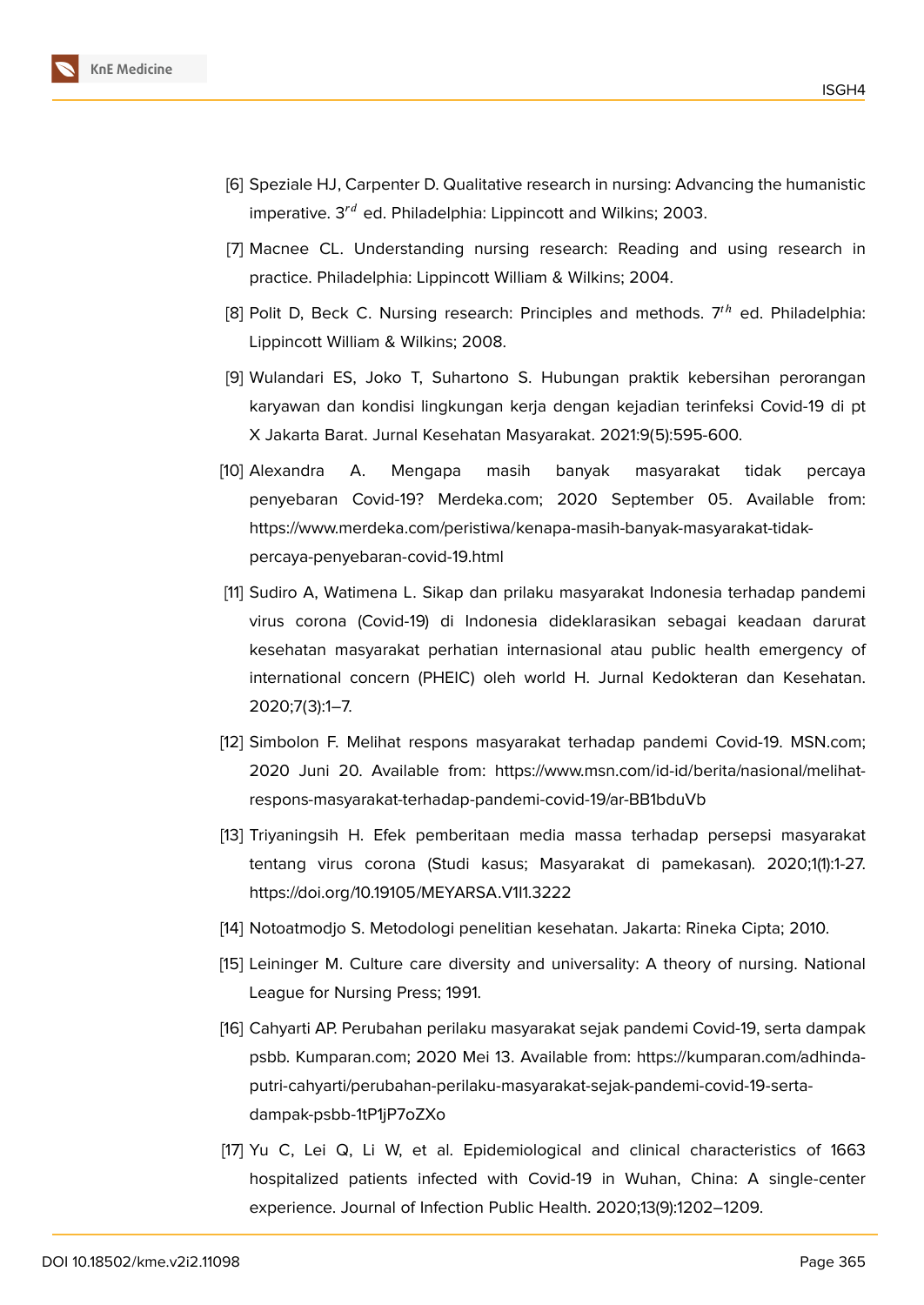[6] Speziale HJ, Carpenter D. Qualitative research in nursing: Advancing the humanistic imperative. 3rd ed. Philadelphia: Lippincott and Wilkins; 2003.

[7] Macnee CL. Understanding nursing research: Reading and using research in practice. Philadelphia: Lippincott William & Wilkins; 2004.

[8] Polit D, Beck C. Nursing research: Principles and methods. 7th ed. Philadelphia: Lippincott William & Wilkins; 2008.

[9] Wulandari ES, Joko T, Suhartono S. Hubungan praktik kebersihan perorangan karyawan dan kondisi lingkungan kerja dengan kejadian terinfeksi Covid-19 di pt X Jakarta Barat. Jurnal Kesehatan Masyarakat. 2021:9(5):595-600.

[10] Alexandra A. Mengapa masih banyak masyarakat tidak percaya penyebaran Covid-19? Merdeka.com; 2020 September 05. Available from: https://www.merdeka.com/peristiwa/kenapa-masih-banyak-masyarakat-tidak-percaya-penyebaran-covid-19.html

[11] Sudiro A, Watimena L. Sikap dan prilaku masyarakat Indonesia terhadap pandemi virus corona (Covid-19) di Indonesia dideklarasikan sebagai keadaan darurat kesehatan masyarakat perhatian internasional atau public health emergency of international concern (PHEIC) oleh world H. Jurnal Kedokteran dan Kesehatan. 2020;7(3):1–7.

[12] Simbolon F. Melihat respons masyarakat terhadap pandemi Covid-19. MSN.com; 2020 Juni 20. Available from: https://www.msn.com/id-id/berita/nasional/melihat-respons-masyarakat-terhadap-pandemi-covid-19/ar-BB1bduVb

[13] Triyaningsih H. Efek pemberitaan media massa terhadap persepsi masyarakat tentang virus corona (Studi kasus; Masyarakat di pamekasan). 2020;1(1):1-27. https://doi.org/10.19105/MEYARSA.V1I1.3222

[14] Notoatmodjo S. Metodologi penelitian kesehatan. Jakarta: Rineka Cipta; 2010.

[15] Leininger M. Culture care diversity and universality: A theory of nursing. National League for Nursing Press; 1991.

[16] Cahyarti AP. Perubahan perilaku masyarakat sejak pandemi Covid-19, serta dampak psbb. Kumparan.com; 2020 Mei 13. Available from: https://kumparan.com/adhinda-putri-cahyarti/perubahan-perilaku-masyarakat-sejak-pandemi-covid-19-serta-dampak-psbb-1tP1jP7oZXo

[17] Yu C, Lei Q, Li W, et al. Epidemiological and clinical characteristics of 1663 hospitalized patients infected with Covid-19 in Wuhan, China: A single-center experience. Journal of Infection Public Health. 2020;13(9):1202–1209.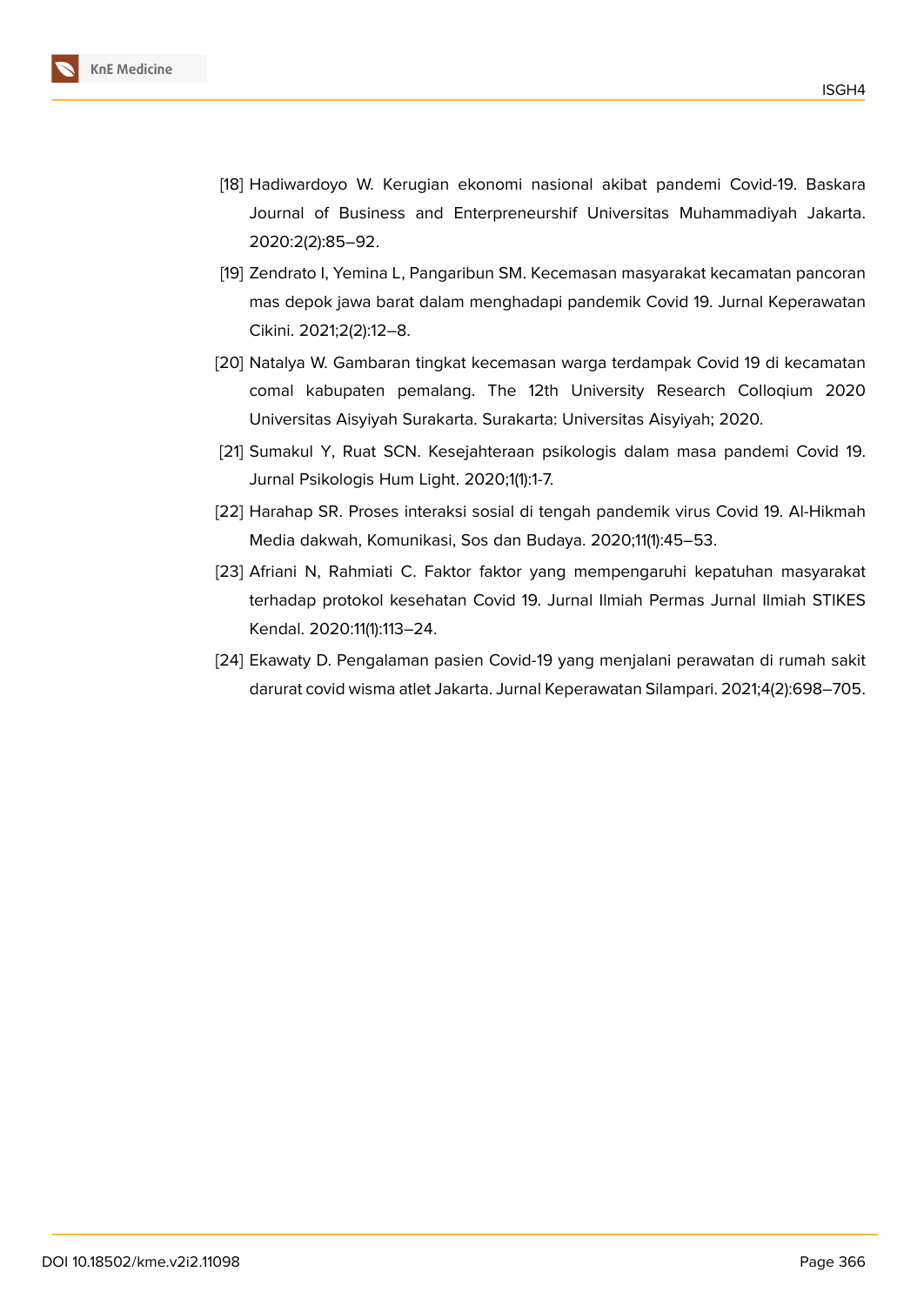[18] Hadiwardoyo W. Kerugian ekonomi nasional akibat pandemi Covid-19. Baskara Journal of Business and Enterpreneurshif Universitas Muhammadiyah Jakarta. 2020:2(2):85–92.

[19] Zendrato I, Yemina L, Pangaribun SM. Kecemasan masyarakat kecamatan pancoran mas depok jawa barat dalam menghadapi pandemik Covid 19. Jurnal Keperawatan Cikini. 2021;2(2):12–8.

[20] Natalya W. Gambaran tingkat kecemasan warga terdampak Covid 19 di kecamatan comal kabupaten pemalang. The 12th University Research Colloqium 2020 Universitas Aisyiyah Surakarta. Surakarta: Universitas Aisyiyah; 2020.

[21] Sumakul Y, Ruat SCN. Kesejahteraan psikologis dalam masa pandemi Covid 19. Jurnal Psikologis Hum Light. 2020;1(1):1-7.

[22] Harahap SR. Proses interaksi sosial di tengah pandemik virus Covid 19. Al-Hikmah Media dakwah, Komunikasi, Sos dan Budaya. 2020;11(1):45–53.

[23] Afriani N, Rahmiati C. Faktor faktor yang mempengaruhi kepatuhan masyarakat terhadap protokol kesehatan Covid 19. Jurnal Ilmiah Permas Jurnal Ilmiah STIKES Kendal. 2020:11(1):113–24.

[24] Ekawaty D. Pengalaman pasien Covid-19 yang menjalani perawatan di rumah sakit darurat covid wisma atlet Jakarta. Jurnal Keperawatan Silampari. 2021;4(2):698–705.